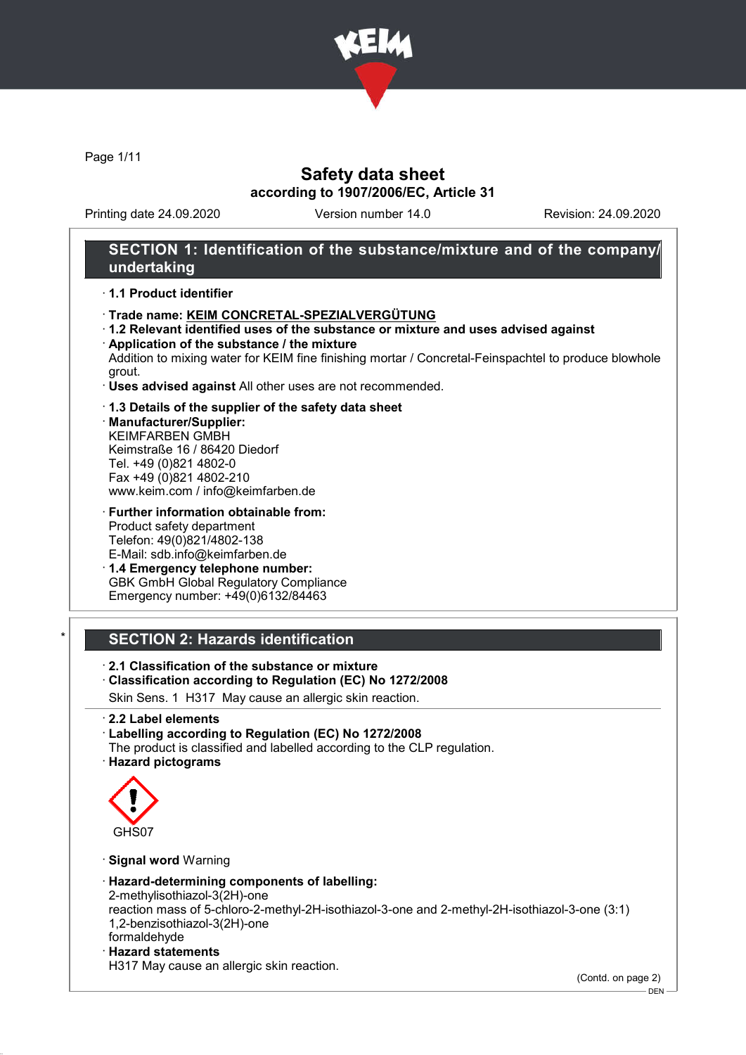# Safety data sheet
according to 1907/2006/EC, Article 31

Printing date 24.09.2020    Version number 14.0    Revision: 24.09.2020

## SECTION 1: Identification of the substance/mixture and of the company/undertaking

· **1.1 Product identifier**

· **Trade name: KEIM CONCRETAL-SPEZIALVERGÜTUNG**

· **1.2 Relevant identified uses of the substance or mixture and uses advised against**

· **Application of the substance / the mixture**
Addition to mixing water for KEIM fine finishing mortar / Concretal-Feinspachtel to produce blowhole grout.

· **Uses advised against** All other uses are not recommended.

· **1.3 Details of the supplier of the safety data sheet**

· **Manufacturer/Supplier:**
KEIMFARBEN GMBH
Keimstraße 16 / 86420 Diedorf
Tel. +49 (0)821 4802-0
Fax +49 (0)821 4802-210
www.keim.com / info@keimfarben.de

· **Further information obtainable from:**
Product safety department
Telefon: 49(0)821/4802-138
E-Mail: sdb.info@keimfarben.de

· **1.4 Emergency telephone number:**
GBK GmbH Global Regulatory Compliance
Emergency number: +49(0)6132/84463

## * SECTION 2: Hazards identification

· **2.1 Classification of the substance or mixture**

· **Classification according to Regulation (EC) No 1272/2008**

Skin Sens. 1  H317  May cause an allergic skin reaction.

· **2.2 Label elements**

· **Labelling according to Regulation (EC) No 1272/2008**
The product is classified and labelled according to the CLP regulation.

· **Hazard pictograms**

GHS07

· **Signal word** Warning

· **Hazard-determining components of labelling:**
2-methylisothiazol-3(2H)-one
reaction mass of 5-chloro-2-methyl-2H-isothiazol-3-one and 2-methyl-2H-isothiazol-3-one (3:1)
1,2-benzisothiazol-3(2H)-one
formaldehyde

· **Hazard statements**
H317 May cause an allergic skin reaction.

(Contd. on page 2)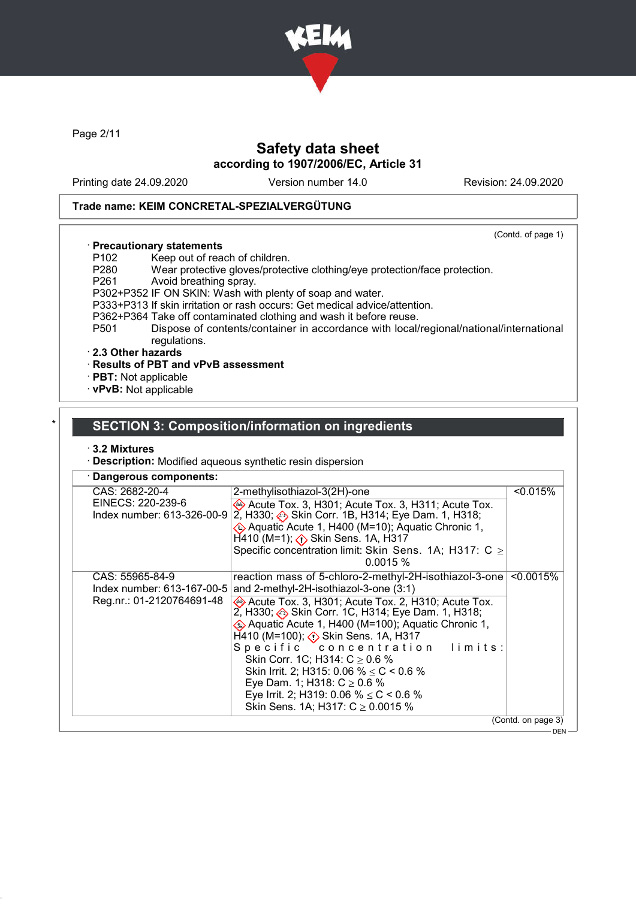Safety data sheet
according to 1907/2006/EC, Article 31

Printing date 24.09.2020 | Version number 14.0 | Revision: 24.09.2020

**Trade name: KEIM CONCRETAL-SPEZIALVERGÜTUNG**

(Contd. of page 1)

· **Precautionary statements**

P102 Keep out of reach of children.
P280 Wear protective gloves/protective clothing/eye protection/face protection.
P261 Avoid breathing spray.
P302+P352 IF ON SKIN: Wash with plenty of soap and water.
P333+P313 If skin irritation or rash occurs: Get medical advice/attention.
P362+P364 Take off contaminated clothing and wash it before reuse.
P501 Dispose of contents/container in accordance with local/regional/national/international regulations.

· **2.3 Other hazards**
· **Results of PBT and vPvB assessment**
· **PBT:** Not applicable
· **vPvB:** Not applicable

## SECTION 3: Composition/information on ingredients

· **3.2 Mixtures**
· **Description:** Modified aqueous synthetic resin dispersion

· **Dangerous components:**

| | | |
|---|---|---|
| CAS: 2682-20-4<br>EINECS: 220-239-6<br>Index number: 613-326-00-9 | 2-methylisothiazol-3(2H)-one<br>Acute Tox. 3, H301; Acute Tox. 3, H311; Acute Tox. 2, H330; Skin Corr. 1B, H314; Eye Dam. 1, H318; Aquatic Acute 1, H400 (M=10); Aquatic Chronic 1, H410 (M=1); Skin Sens. 1A, H317<br>Specific concentration limit: Skin Sens. 1A; H317: C ≥ 0.0015 % | <0.015% |
| CAS: 55965-84-9<br>Index number: 613-167-00-5<br>Reg.nr.: 01-2120764691-48 | reaction mass of 5-chloro-2-methyl-2H-isothiazol-3-one and 2-methyl-2H-isothiazol-3-one (3:1)<br>Acute Tox. 3, H301; Acute Tox. 2, H310; Acute Tox. 2, H330; Skin Corr. 1C, H314; Eye Dam. 1, H318; Aquatic Acute 1, H400 (M=100); Aquatic Chronic 1, H410 (M=100); Skin Sens. 1A, H317<br>Specific concentration limits:<br>Skin Corr. 1C; H314: C ≥ 0.6 %<br>Skin Irrit. 2; H315: 0.06 % ≤ C < 0.6 %<br>Eye Dam. 1; H318: C ≥ 0.6 %<br>Eye Irrit. 2; H319: 0.06 % ≤ C < 0.6 %<br>Skin Sens. 1A; H317: C ≥ 0.0015 % | <0.0015% |

(Contd. on page 3)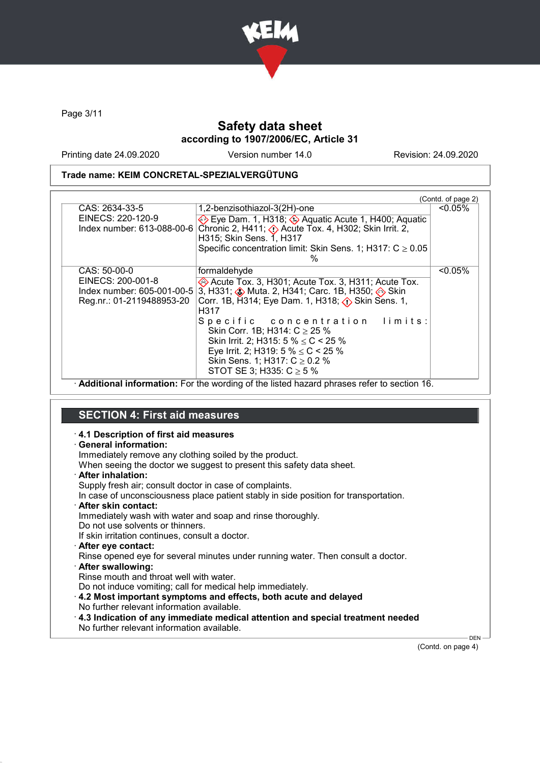Safety data sheet
according to 1907/2006/EC, Article 31

Printing date 24.09.2020 | Version number 14.0 | Revision: 24.09.2020

**Trade name: KEIM CONCRETAL-SPEZIALVERGÜTUNG**

(Contd. of page 2)

| | | |
|---|---|---|
| CAS: 2634-33-5<br>EINECS: 220-120-9<br>Index number: 613-088-00-6 | 1,2-benzisothiazol-3(2H)-one<br>Eye Dam. 1, H318; Aquatic Acute 1, H400; Aquatic Chronic 2, H411; Acute Tox. 4, H302; Skin Irrit. 2, H315; Skin Sens. 1, H317<br>Specific concentration limit: Skin Sens. 1; H317: C ≥ 0.05 % | <0.05% |
| CAS: 50-00-0<br>EINECS: 200-001-8<br>Index number: 605-001-00-5<br>Reg.nr.: 01-2119488953-20 | formaldehyde<br>Acute Tox. 3, H301; Acute Tox. 3, H311; Acute Tox. 3, H331; Muta. 2, H341; Carc. 1B, H350; Skin Corr. 1B, H314; Eye Dam. 1, H318; Skin Sens. 1, H317<br>Specific concentration limits:<br>Skin Corr. 1B; H314: C ≥ 25 %<br>Skin Irrit. 2; H315: 5 % ≤ C < 25 %<br>Eye Irrit. 2; H319: 5 % ≤ C < 25 %<br>Skin Sens. 1; H317: C ≥ 0.2 %<br>STOT SE 3; H335: C ≥ 5 % | <0.05% |

· **Additional information:** For the wording of the listed hazard phrases refer to section 16.

## SECTION 4: First aid measures

· **4.1 Description of first aid measures**
· **General information:**
Immediately remove any clothing soiled by the product.
When seeing the doctor we suggest to present this safety data sheet.
· **After inhalation:**
Supply fresh air; consult doctor in case of complaints.
In case of unconsciousness place patient stably in side position for transportation.
· **After skin contact:**
Immediately wash with water and soap and rinse thoroughly.
Do not use solvents or thinners.
If skin irritation continues, consult a doctor.
· **After eye contact:**
Rinse opened eye for several minutes under running water. Then consult a doctor.
· **After swallowing:**
Rinse mouth and throat well with water.
Do not induce vomiting; call for medical help immediately.
· **4.2 Most important symptoms and effects, both acute and delayed**
No further relevant information available.
· **4.3 Indication of any immediate medical attention and special treatment needed**
No further relevant information available.

(Contd. on page 4)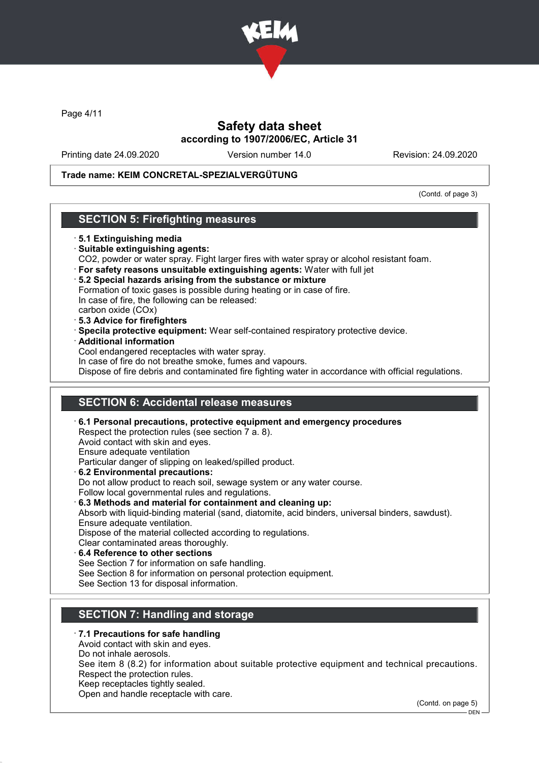**Safety data sheet**
**according to 1907/2006/EC, Article 31**

Printing date 24.09.2020 Version number 14.0 Revision: 24.09.2020

**Trade name: KEIM CONCRETAL-SPEZIALVERGÜTUNG**

(Contd. of page 3)

## SECTION 5: Firefighting measures

· **5.1 Extinguishing media**
· **Suitable extinguishing agents:**
$CO_2$, powder or water spray. Fight larger fires with water spray or alcohol resistant foam.
· **For safety reasons unsuitable extinguishing agents:** Water with full jet
· **5.2 Special hazards arising from the substance or mixture**
Formation of toxic gases is possible during heating or in case of fire.
In case of fire, the following can be released:
carbon oxide (COx)
· **5.3 Advice for firefighters**
· **Specila protective equipment:** Wear self-contained respiratory protective device.
· **Additional information**
Cool endangered receptacles with water spray.
In case of fire do not breathe smoke, fumes and vapours.
Dispose of fire debris and contaminated fire fighting water in accordance with official regulations.

## SECTION 6: Accidental release measures

· **6.1 Personal precautions, protective equipment and emergency procedures**
Respect the protection rules (see section 7 a. 8).
Avoid contact with skin and eyes.
Ensure adequate ventilation
Particular danger of slipping on leaked/spilled product.
· **6.2 Environmental precautions:**
Do not allow product to reach soil, sewage system or any water course.
Follow local governmental rules and regulations.
· **6.3 Methods and material for containment and cleaning up:**
Absorb with liquid-binding material (sand, diatomite, acid binders, universal binders, sawdust).
Ensure adequate ventilation.
Dispose of the material collected according to regulations.
Clear contaminated areas thoroughly.
· **6.4 Reference to other sections**
See Section 7 for information on safe handling.
See Section 8 for information on personal protection equipment.
See Section 13 for disposal information.

## SECTION 7: Handling and storage

· **7.1 Precautions for safe handling**
Avoid contact with skin and eyes.
Do not inhale aerosols.
See item 8 (8.2) for information about suitable protective equipment and technical precautions.
Respect the protection rules.
Keep receptacles tightly sealed.
Open and handle receptacle with care.

(Contd. on page 5)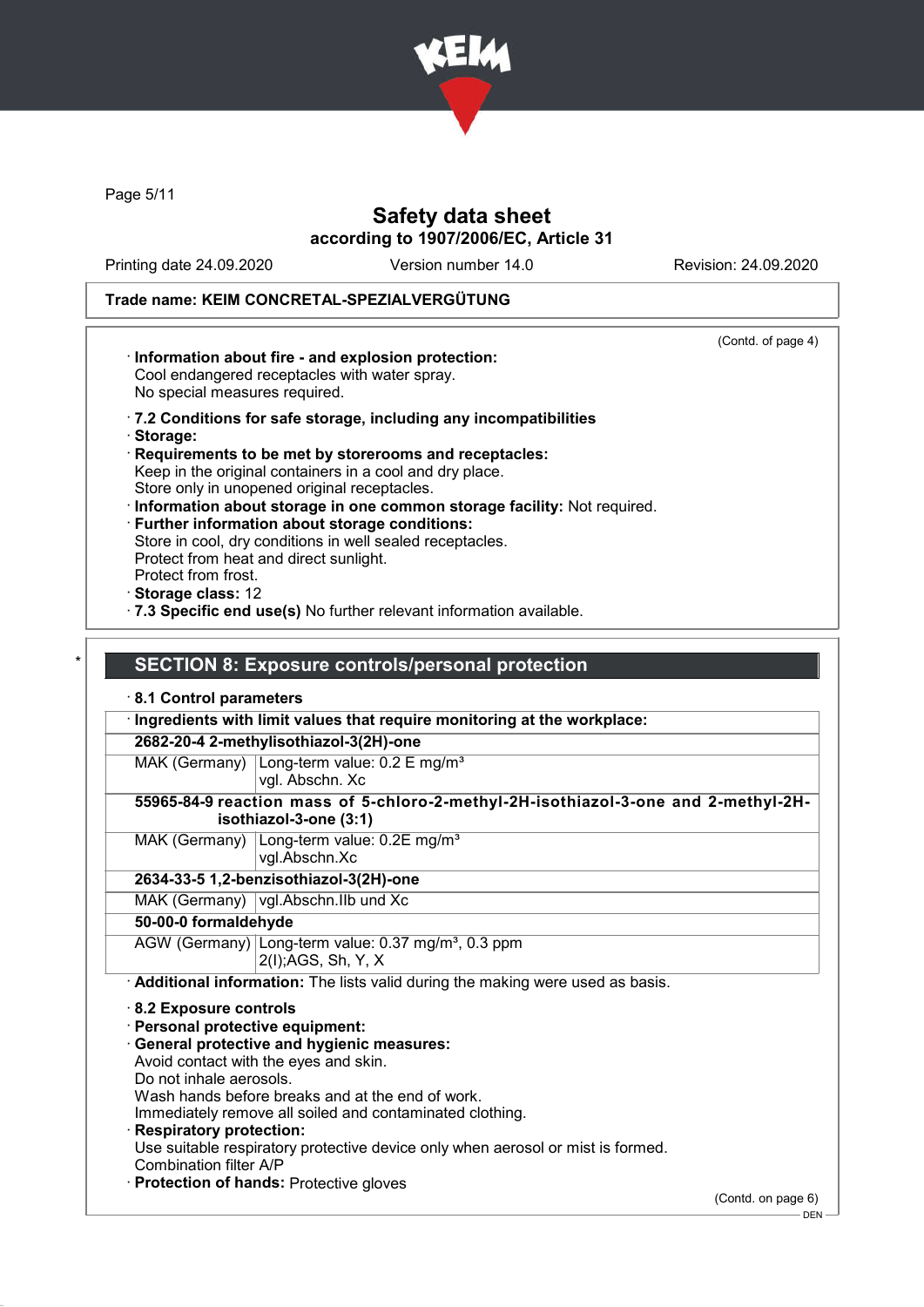(Contd. of page 4)

· **Information about fire - and explosion protection:**
Cool endangered receptacles with water spray.
No special measures required.

· **7.2 Conditions for safe storage, including any incompatibilities**
· **Storage:**
· **Requirements to be met by storerooms and receptacles:**
Keep in the original containers in a cool and dry place.
Store only in unopened original receptacles.
· **Information about storage in one common storage facility:** Not required.
· **Further information about storage conditions:**
Store in cool, dry conditions in well sealed receptacles.
Protect from heat and direct sunlight.
Protect from frost.
· **Storage class:** 12
· **7.3 Specific end use(s)** No further relevant information available.

## SECTION 8: Exposure controls/personal protection

· **8.1 Control parameters**

| · Ingredients with limit values that require monitoring at the workplace: | |
|---|---|
| **2682-20-4 2-methylisothiazol-3(2H)-one** | |
| MAK (Germany) | Long-term value: 0.2 E mg/m³<br>vgl. Abschn. Xc |
| **55965-84-9 reaction mass of 5-chloro-2-methyl-2H-isothiazol-3-one and 2-methyl-2H-isothiazol-3-one (3:1)** | |
| MAK (Germany) | Long-term value: 0.2E mg/m³<br>vgl.Abschn.Xc |
| **2634-33-5 1,2-benzisothiazol-3(2H)-one** | |
| MAK (Germany) | vgl.Abschn.IIb und Xc |
| **50-00-0 formaldehyde** | |
| AGW (Germany) | Long-term value: 0.37 mg/m³, 0.3 ppm<br>2(I);AGS, Sh, Y, X |

· **Additional information:** The lists valid during the making were used as basis.

· **8.2 Exposure controls**
· **Personal protective equipment:**
· **General protective and hygienic measures:**
Avoid contact with the eyes and skin.
Do not inhale aerosols.
Wash hands before breaks and at the end of work.
Immediately remove all soiled and contaminated clothing.
· **Respiratory protection:**
Use suitable respiratory protective device only when aerosol or mist is formed.
Combination filter A/P
· **Protection of hands:** Protective gloves

(Contd. on page 6)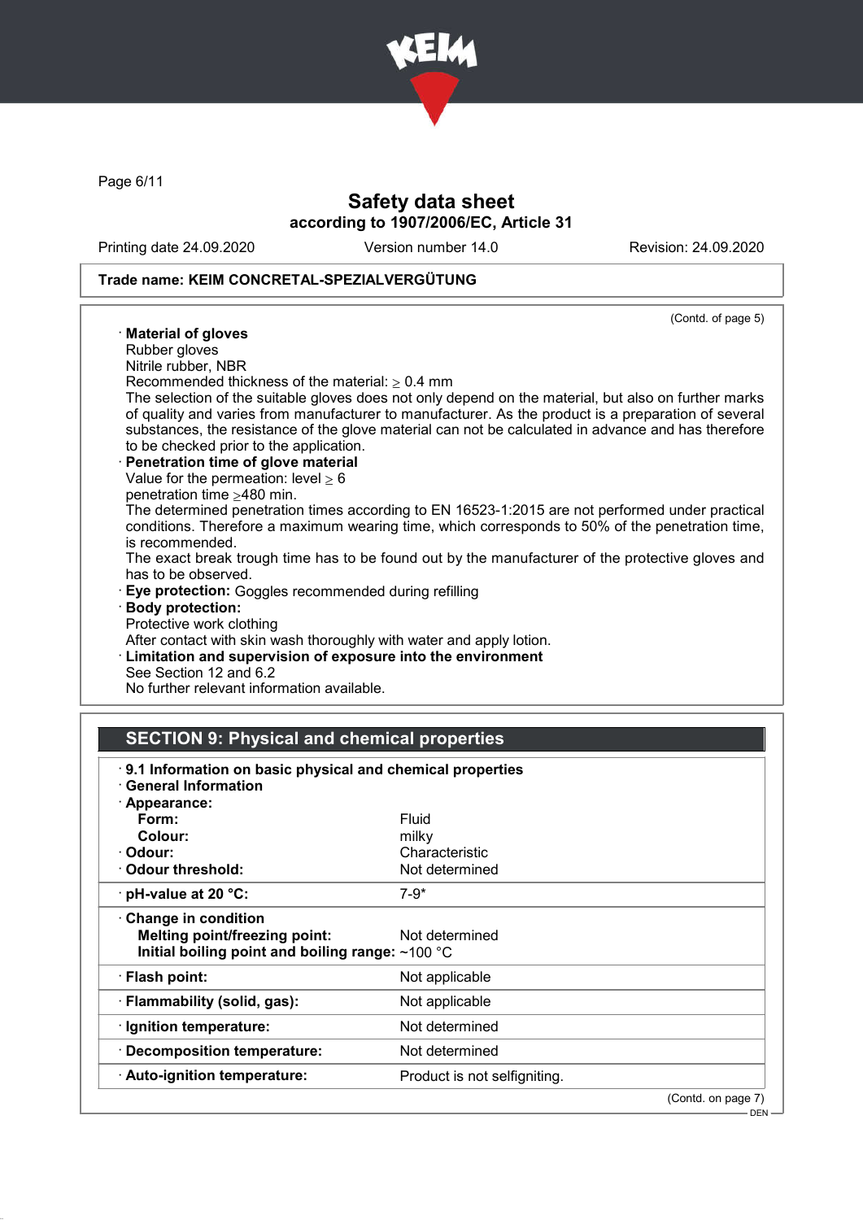Trade name: KEIM CONCRETAL-SPEZIALVERGÜTUNG

(Contd. of page 5)

· **Material of gloves**
Rubber gloves
Nitrile rubber, NBR
Recommended thickness of the material: ≥ 0.4 mm
The selection of the suitable gloves does not only depend on the material, but also on further marks of quality and varies from manufacturer to manufacturer. As the product is a preparation of several substances, the resistance of the glove material can not be calculated in advance and has therefore to be checked prior to the application.

· **Penetration time of glove material**
Value for the permeation: level ≥ 6
penetration time ≥480 min.
The determined penetration times according to EN 16523-1:2015 are not performed under practical conditions. Therefore a maximum wearing time, which corresponds to 50% of the penetration time, is recommended.
The exact break trough time has to be found out by the manufacturer of the protective gloves and has to be observed.

· **Eye protection:** Goggles recommended during refilling

· **Body protection:**
Protective work clothing
After contact with skin wash thoroughly with water and apply lotion.

· **Limitation and supervision of exposure into the environment**
See Section 12 and 6.2
No further relevant information available.

## SECTION 9: Physical and chemical properties

· **9.1 Information on basic physical and chemical properties**
· **General Information**
· **Appearance:**

| | |
|---|---|
| **Form:** | Fluid |
| **Colour:** | milky |
| · **Odour:** | Characteristic |
| · **Odour threshold:** | Not determined |
| · **pH-value at 20 °C:** | 7-9* |
| · **Change in condition** | |
| **Melting point/freezing point:** | Not determined |
| **Initial boiling point and boiling range:** | ~100 °C |
| · **Flash point:** | Not applicable |
| · **Flammability (solid, gas):** | Not applicable |
| · **Ignition temperature:** | Not determined |
| · **Decomposition temperature:** | Not determined |
| · **Auto-ignition temperature:** | Product is not selfigniting. |

(Contd. on page 7)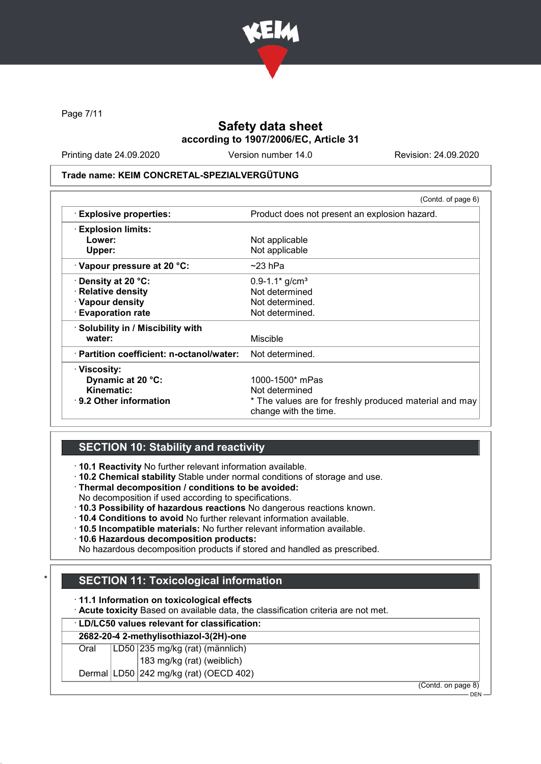Safety data sheet
according to 1907/2006/EC, Article 31

Printing date 24.09.2020 | Version number 14.0 | Revision: 24.09.2020

**Trade name: KEIM CONCRETAL-SPEZIALVERGÜTUNG**

(Contd. of page 6)

| | |
|---|---|
| · **Explosive properties:** | Product does not present an explosion hazard. |
| · **Explosion limits:** | |
| **Lower:** | Not applicable |
| **Upper:** | Not applicable |
| · **Vapour pressure at 20 °C:** | ~23 hPa |
| · **Density at 20 °C:** | 0.9-1.1* g/cm³ |
| · **Relative density** | Not determined |
| · **Vapour density** | Not determined. |
| · **Evaporation rate** | Not determined. |
| · **Solubility in / Miscibility with water:** | Miscible |
| · **Partition coefficient: n-octanol/water:** | Not determined. |
| · **Viscosity:** | |
| **Dynamic at 20 °C:** | 1000-1500* mPas |
| **Kinematic:** | Not determined |
| · **9.2 Other information** | * The values are for freshly produced material and may change with the time. |

## SECTION 10: Stability and reactivity

· **10.1 Reactivity** No further relevant information available.
· **10.2 Chemical stability** Stable under normal conditions of storage and use.
· **Thermal decomposition / conditions to be avoided:**
No decomposition if used according to specifications.
· **10.3 Possibility of hazardous reactions** No dangerous reactions known.
· **10.4 Conditions to avoid** No further relevant information available.
· **10.5 Incompatible materials:** No further relevant information available.
· **10.6 Hazardous decomposition products:**
No hazardous decomposition products if stored and handled as prescribed.

## SECTION 11: Toxicological information

· **11.1 Information on toxicological effects**
· **Acute toxicity** Based on available data, the classification criteria are not met.

| · **LD/LC50 values relevant for classification:** | | |
|---|---|---|
| **2682-20-4 2-methylisothiazol-3(2H)-one** | | |
| Oral | LD50 | 235 mg/kg (rat) (männlich) |
| | | 183 mg/kg (rat) (weiblich) |
| Dermal | LD50 | 242 mg/kg (rat) (OECD 402) |

(Contd. on page 8)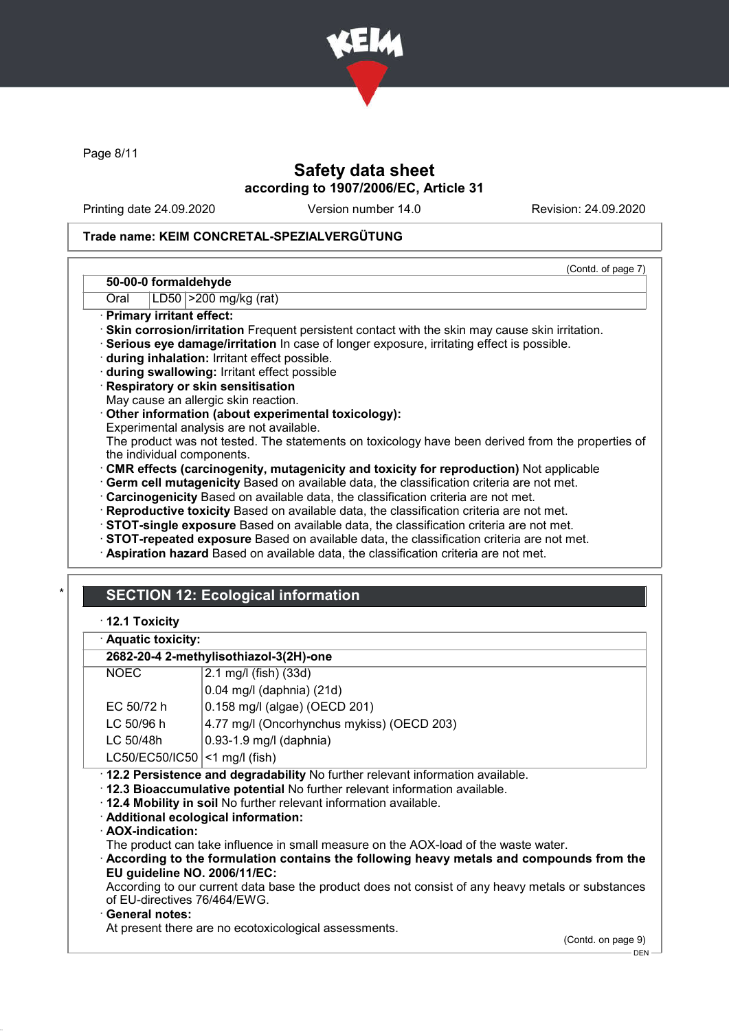Safety data sheet
according to 1907/2006/EC, Article 31

Printing date 24.09.2020 | Version number 14.0 | Revision: 24.09.2020

**Trade name: KEIM CONCRETAL-SPEZIALVERGÜTUNG**

(Contd. of page 7)

| **50-00-0 formaldehyde** | | |
|---|---|---|
| Oral | LD50 | >200 mg/kg (rat) |

· **Primary irritant effect:**
· **Skin corrosion/irritation** Frequent persistent contact with the skin may cause skin irritation.
· **Serious eye damage/irritation** In case of longer exposure, irritating effect is possible.
· **during inhalation:** Irritant effect possible.
· **during swallowing:** Irritant effect possible
· **Respiratory or skin sensitisation**
May cause an allergic skin reaction.
· **Other information (about experimental toxicology):**
Experimental analysis are not available.
The product was not tested. The statements on toxicology have been derived from the properties of the individual components.
· **CMR effects (carcinogenity, mutagenicity and toxicity for reproduction)** Not applicable
· **Germ cell mutagenicity** Based on available data, the classification criteria are not met.
· **Carcinogenicity** Based on available data, the classification criteria are not met.
· **Reproductive toxicity** Based on available data, the classification criteria are not met.
· **STOT-single exposure** Based on available data, the classification criteria are not met.
· **STOT-repeated exposure** Based on available data, the classification criteria are not met.
· **Aspiration hazard** Based on available data, the classification criteria are not met.

## SECTION 12: Ecological information

· **12.1 Toxicity**

· **Aquatic toxicity:**

| **2682-20-4 2-methylisothiazol-3(2H)-one** | |
|---|---|
| NOEC | 2.1 mg/l (fish) (33d) |
| | 0.04 mg/l (daphnia) (21d) |
| EC 50/72 h | 0.158 mg/l (algae) (OECD 201) |
| LC 50/96 h | 4.77 mg/l (Oncorhynchus mykiss) (OECD 203) |
| LC 50/48h | 0.93-1.9 mg/l (daphnia) |
| LC50/EC50/IC50 | <1 mg/l (fish) |

· **12.2 Persistence and degradability** No further relevant information available.
· **12.3 Bioaccumulative potential** No further relevant information available.
· **12.4 Mobility in soil** No further relevant information available.
· **Additional ecological information:**
· **AOX-indication:**
The product can take influence in small measure on the AOX-load of the waste water.
· **According to the formulation contains the following heavy metals and compounds from the EU guideline NO. 2006/11/EC:**
According to our current data base the product does not consist of any heavy metals or substances of EU-directives 76/464/EWG.
· **General notes:**
At present there are no ecotoxicological assessments.

(Contd. on page 9)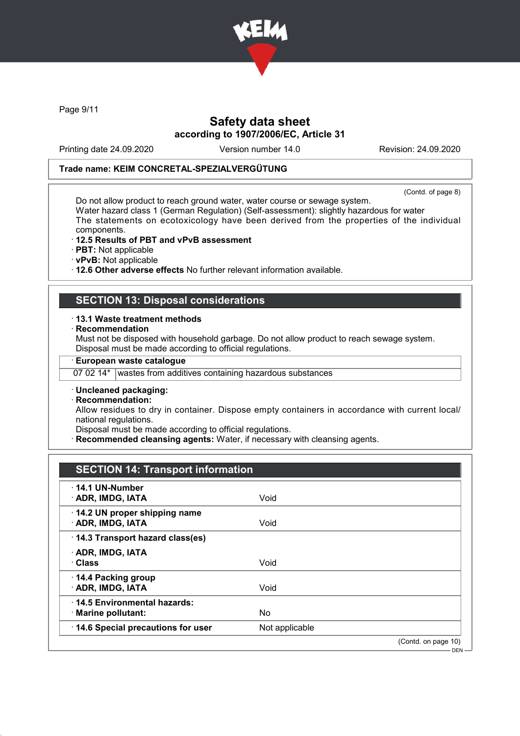**Trade name: KEIM CONCRETAL-SPEZIALVERGÜTUNG**

(Contd. of page 8)

Do not allow product to reach ground water, water course or sewage system.
Water hazard class 1 (German Regulation) (Self-assessment): slightly hazardous for water
The statements on ecotoxicology have been derived from the properties of the individual components.

· **12.5 Results of PBT and vPvB assessment**
· **PBT:** Not applicable
· **vPvB:** Not applicable
· **12.6 Other adverse effects** No further relevant information available.

## SECTION 13: Disposal considerations

· **13.1 Waste treatment methods**
· **Recommendation**
Must not be disposed with household garbage. Do not allow product to reach sewage system.
Disposal must be made according to official regulations.

| · **European waste catalogue** | |
|---|---|
| 07 02 14* | wastes from additives containing hazardous substances |

· **Uncleaned packaging:**
· **Recommendation:**
Allow residues to dry in container. Dispose empty containers in accordance with current local/ national regulations.
Disposal must be made according to official regulations.
· **Recommended cleansing agents:** Water, if necessary with cleansing agents.

## SECTION 14: Transport information

| | |
|---|---|
| · **14.1 UN-Number** | |
| · **ADR, IMDG, IATA** | Void |
| · **14.2 UN proper shipping name** | |
| · **ADR, IMDG, IATA** | Void |
| · **14.3 Transport hazard class(es)** | |
| · **ADR, IMDG, IATA** | |
| · **Class** | Void |
| · **14.4 Packing group** | |
| · **ADR, IMDG, IATA** | Void |
| · **14.5 Environmental hazards:** | |
| · **Marine pollutant:** | No |
| · **14.6 Special precautions for user** | Not applicable |

(Contd. on page 10)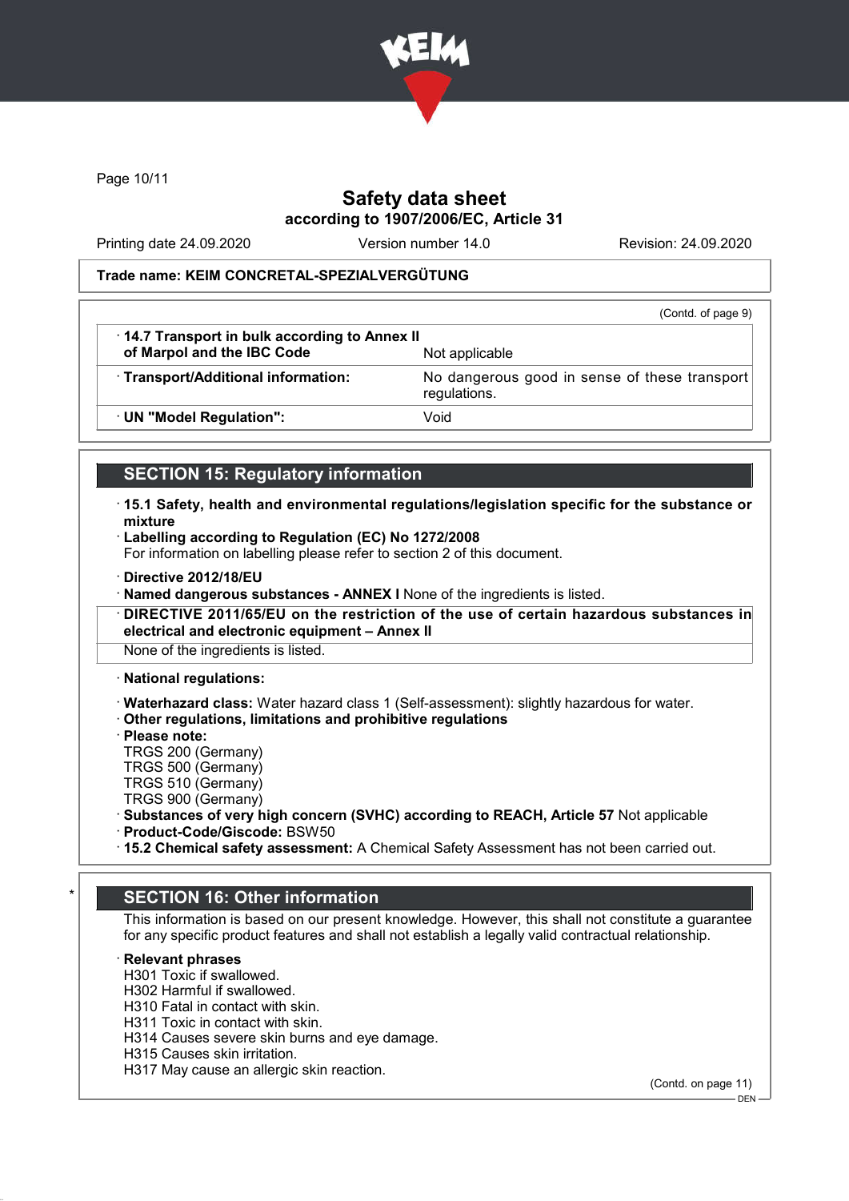**Trade name: KEIM CONCRETAL-SPEZIALVERGÜTUNG**

(Contd. of page 9)

| | |
|---|---|
| · **14.7 Transport in bulk according to Annex II of Marpol and the IBC Code** | Not applicable |
| · **Transport/Additional information:** | No dangerous good in sense of these transport regulations. |
| · **UN "Model Regulation":** | Void |

## SECTION 15: Regulatory information

· **15.1 Safety, health and environmental regulations/legislation specific for the substance or mixture**
· **Labelling according to Regulation (EC) No 1272/2008**
For information on labelling please refer to section 2 of this document.

· **Directive 2012/18/EU**
· **Named dangerous substances - ANNEX I** None of the ingredients is listed.
· **DIRECTIVE 2011/65/EU on the restriction of the use of certain hazardous substances in electrical and electronic equipment – Annex II**
None of the ingredients is listed.

· **National regulations:**

· **Waterhazard class:** Water hazard class 1 (Self-assessment): slightly hazardous for water.
· **Other regulations, limitations and prohibitive regulations**
· **Please note:**
TRGS 200 (Germany)
TRGS 500 (Germany)
TRGS 510 (Germany)
TRGS 900 (Germany)
· **Substances of very high concern (SVHC) according to REACH, Article 57** Not applicable
· **Product-Code/Giscode:** BSW50
· **15.2 Chemical safety assessment:** A Chemical Safety Assessment has not been carried out.

## SECTION 16: Other information

This information is based on our present knowledge. However, this shall not constitute a guarantee for any specific product features and shall not establish a legally valid contractual relationship.

· **Relevant phrases**
H301 Toxic if swallowed.
H302 Harmful if swallowed.
H310 Fatal in contact with skin.
H311 Toxic in contact with skin.
H314 Causes severe skin burns and eye damage.
H315 Causes skin irritation.
H317 May cause an allergic skin reaction.

(Contd. on page 11)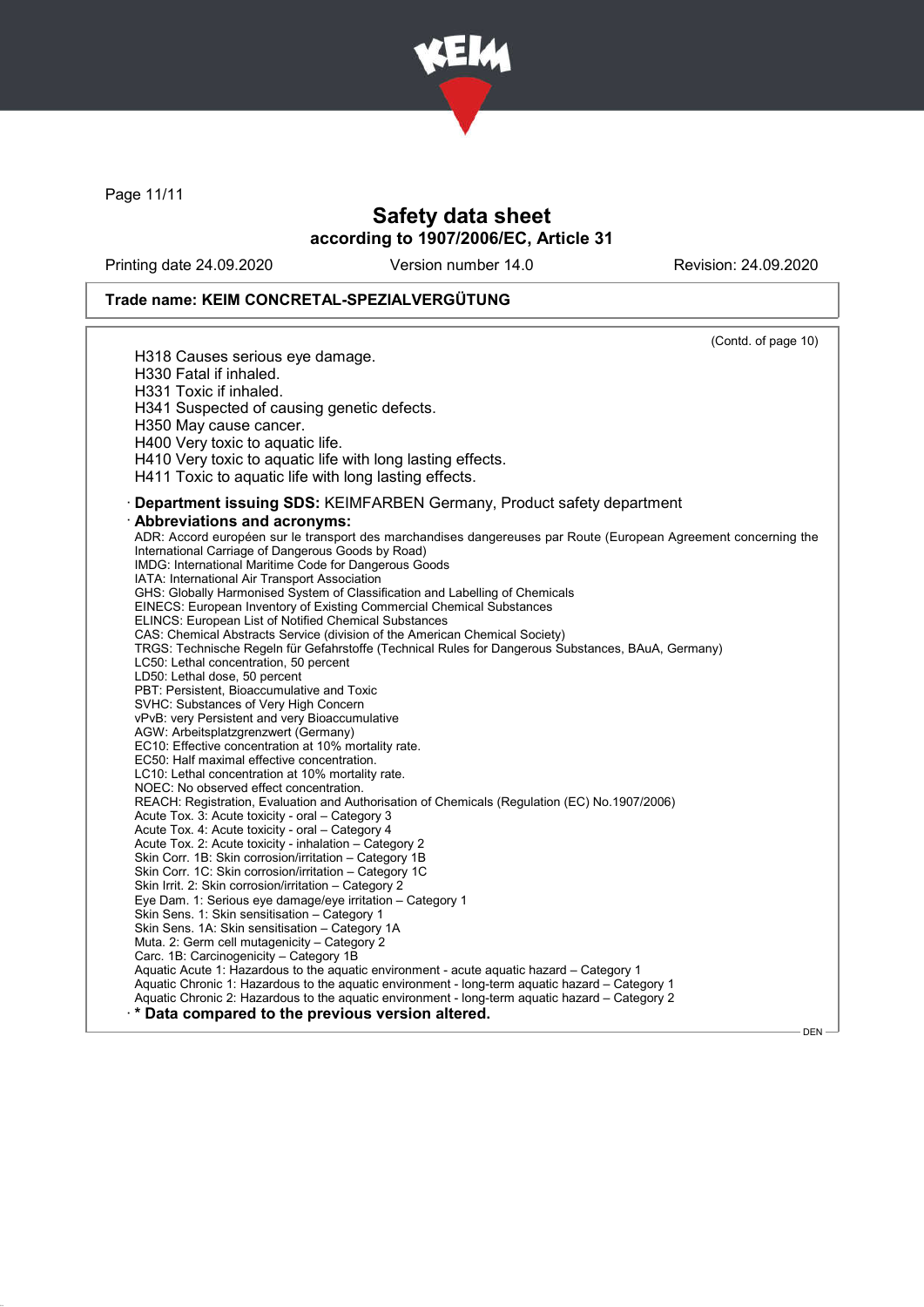# Safety data sheet
## according to 1907/2006/EC, Article 31

Printing date 24.09.2020 Version number 14.0 Revision: 24.09.2020

**Trade name: KEIM CONCRETAL-SPEZIALVERGÜTUNG**

(Contd. of page 10)

H318 Causes serious eye damage.
H330 Fatal if inhaled.
H331 Toxic if inhaled.
H341 Suspected of causing genetic defects.
H350 May cause cancer.
H400 Very toxic to aquatic life.
H410 Very toxic to aquatic life with long lasting effects.
H411 Toxic to aquatic life with long lasting effects.

· **Department issuing SDS:** KEIMFARBEN Germany, Product safety department

· **Abbreviations and acronyms:**

ADR: Accord européen sur le transport des marchandises dangereuses par Route (European Agreement concerning the International Carriage of Dangerous Goods by Road)
IMDG: International Maritime Code for Dangerous Goods
IATA: International Air Transport Association
GHS: Globally Harmonised System of Classification and Labelling of Chemicals
EINECS: European Inventory of Existing Commercial Chemical Substances
ELINCS: European List of Notified Chemical Substances
CAS: Chemical Abstracts Service (division of the American Chemical Society)
TRGS: Technische Regeln für Gefahrstoffe (Technical Rules for Dangerous Substances, BAuA, Germany)
LC50: Lethal concentration, 50 percent
LD50: Lethal dose, 50 percent
PBT: Persistent, Bioaccumulative and Toxic
SVHC: Substances of Very High Concern
vPvB: very Persistent and very Bioaccumulative
AGW: Arbeitsplatzgrenzwert (Germany)
EC10: Effective concentration at 10% mortality rate.
EC50: Half maximal effective concentration.
LC10: Lethal concentration at 10% mortality rate.
NOEC: No observed effect concentration.
REACH: Registration, Evaluation and Authorisation of Chemicals (Regulation (EC) No.1907/2006)
Acute Tox. 3: Acute toxicity - oral – Category 3
Acute Tox. 4: Acute toxicity - oral – Category 4
Acute Tox. 2: Acute toxicity - inhalation – Category 2
Skin Corr. 1B: Skin corrosion/irritation – Category 1B
Skin Corr. 1C: Skin corrosion/irritation – Category 1C
Skin Irrit. 2: Skin corrosion/irritation – Category 2
Eye Dam. 1: Serious eye damage/eye irritation – Category 1
Skin Sens. 1: Skin sensitisation – Category 1
Skin Sens. 1A: Skin sensitisation – Category 1A
Muta. 2: Germ cell mutagenicity – Category 2
Carc. 1B: Carcinogenicity – Category 1B
Aquatic Acute 1: Hazardous to the aquatic environment - acute aquatic hazard – Category 1
Aquatic Chronic 1: Hazardous to the aquatic environment - long-term aquatic hazard – Category 1
Aquatic Chronic 2: Hazardous to the aquatic environment - long-term aquatic hazard – Category 2

· **\* Data compared to the previous version altered.**

DEN